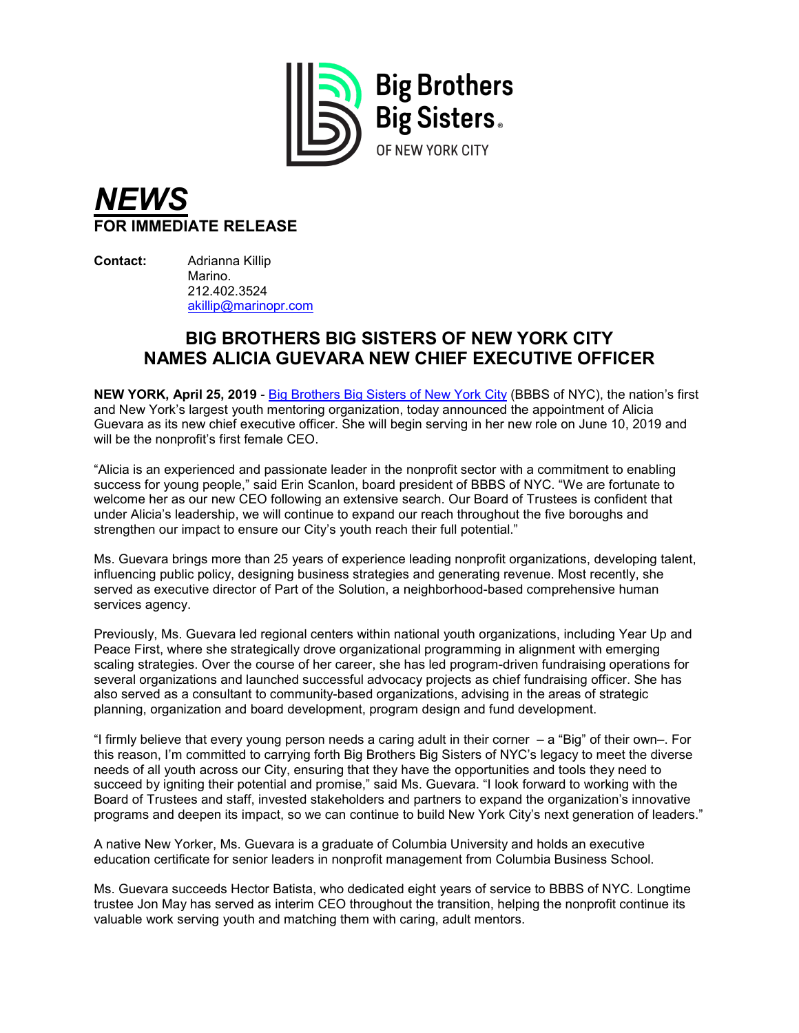Big Brothers Big Sisters of New York City

***NEWS***
**FOR IMMEDIATE RELEASE**

**Contact:** Adrianna Killip
Marino.
212.402.3524
akillip@marinopr.com

## BIG BROTHERS BIG SISTERS OF NEW YORK CITY NAMES ALICIA GUEVARA NEW CHIEF EXECUTIVE OFFICER

**NEW YORK, April 25, 2019** - Big Brothers Big Sisters of New York City (BBBS of NYC), the nation's first and New York's largest youth mentoring organization, today announced the appointment of Alicia Guevara as its new chief executive officer. She will begin serving in her new role on June 10, 2019 and will be the nonprofit's first female CEO.

"Alicia is an experienced and passionate leader in the nonprofit sector with a commitment to enabling success for young people," said Erin Scanlon, board president of BBBS of NYC. "We are fortunate to welcome her as our new CEO following an extensive search. Our Board of Trustees is confident that under Alicia's leadership, we will continue to expand our reach throughout the five boroughs and strengthen our impact to ensure our City's youth reach their full potential."

Ms. Guevara brings more than 25 years of experience leading nonprofit organizations, developing talent, influencing public policy, designing business strategies and generating revenue. Most recently, she served as executive director of Part of the Solution, a neighborhood-based comprehensive human services agency.

Previously, Ms. Guevara led regional centers within national youth organizations, including Year Up and Peace First, where she strategically drove organizational programming in alignment with emerging scaling strategies. Over the course of her career, she has led program-driven fundraising operations for several organizations and launched successful advocacy projects as chief fundraising officer. She has also served as a consultant to community-based organizations, advising in the areas of strategic planning, organization and board development, program design and fund development.

"I firmly believe that every young person needs a caring adult in their corner – a "Big" of their own–. For this reason, I'm committed to carrying forth Big Brothers Big Sisters of NYC's legacy to meet the diverse needs of all youth across our City, ensuring that they have the opportunities and tools they need to succeed by igniting their potential and promise," said Ms. Guevara. "I look forward to working with the Board of Trustees and staff, invested stakeholders and partners to expand the organization's innovative programs and deepen its impact, so we can continue to build New York City's next generation of leaders."

A native New Yorker, Ms. Guevara is a graduate of Columbia University and holds an executive education certificate for senior leaders in nonprofit management from Columbia Business School.

Ms. Guevara succeeds Hector Batista, who dedicated eight years of service to BBBS of NYC. Longtime trustee Jon May has served as interim CEO throughout the transition, helping the nonprofit continue its valuable work serving youth and matching them with caring, adult mentors.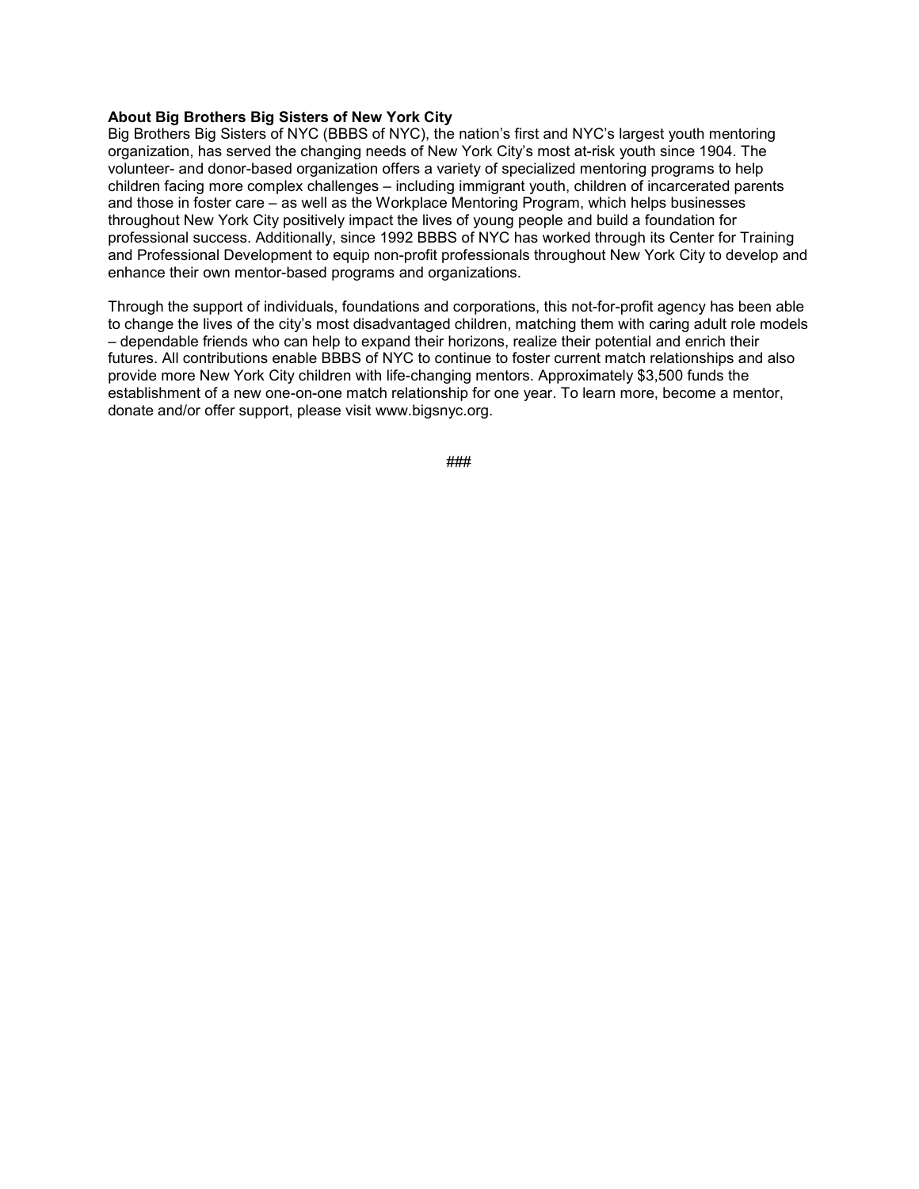**About Big Brothers Big Sisters of New York City**

Big Brothers Big Sisters of NYC (BBBS of NYC), the nation's first and NYC's largest youth mentoring organization, has served the changing needs of New York City's most at-risk youth since 1904. The volunteer- and donor-based organization offers a variety of specialized mentoring programs to help children facing more complex challenges – including immigrant youth, children of incarcerated parents and those in foster care – as well as the Workplace Mentoring Program, which helps businesses throughout New York City positively impact the lives of young people and build a foundation for professional success. Additionally, since 1992 BBBS of NYC has worked through its Center for Training and Professional Development to equip non-profit professionals throughout New York City to develop and enhance their own mentor-based programs and organizations.

Through the support of individuals, foundations and corporations, this not-for-profit agency has been able to change the lives of the city's most disadvantaged children, matching them with caring adult role models – dependable friends who can help to expand their horizons, realize their potential and enrich their futures. All contributions enable BBBS of NYC to continue to foster current match relationships and also provide more New York City children with life-changing mentors. Approximately $3,500 funds the establishment of a new one-on-one match relationship for one year. To learn more, become a mentor, donate and/or offer support, please visit www.bigsnyc.org.

###